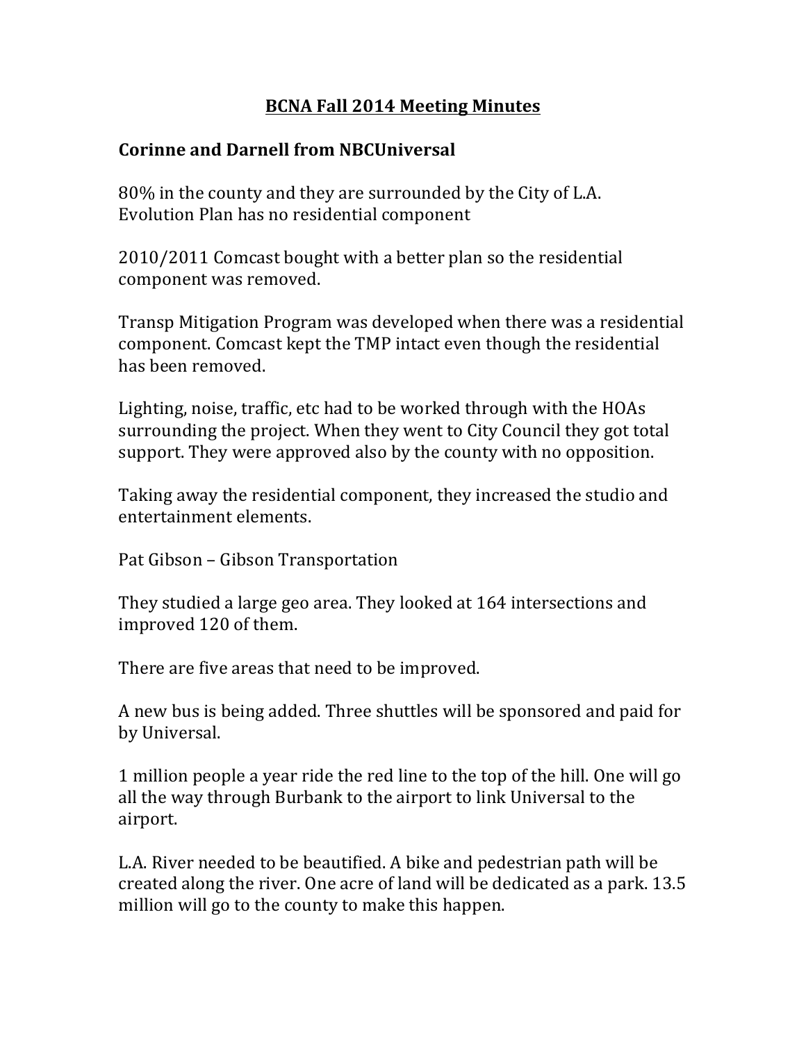# BCNA Fall 2014 Meeting Minutes

## Corinne and Darnell from NBCUniversal

80% in the county and they are surrounded by the City of L.A.
Evolution Plan has no residential component

2010/2011 Comcast bought with a better plan so the residential component was removed.

Transp Mitigation Program was developed when there was a residential component. Comcast kept the TMP intact even though the residential has been removed.

Lighting, noise, traffic, etc had to be worked through with the HOAs surrounding the project. When they went to City Council they got total support. They were approved also by the county with no opposition.

Taking away the residential component, they increased the studio and entertainment elements.

Pat Gibson – Gibson Transportation

They studied a large geo area. They looked at 164 intersections and improved 120 of them.

There are five areas that need to be improved.

A new bus is being added. Three shuttles will be sponsored and paid for by Universal.

1 million people a year ride the red line to the top of the hill. One will go all the way through Burbank to the airport to link Universal to the airport.

L.A. River needed to be beautified. A bike and pedestrian path will be created along the river. One acre of land will be dedicated as a park. 13.5 million will go to the county to make this happen.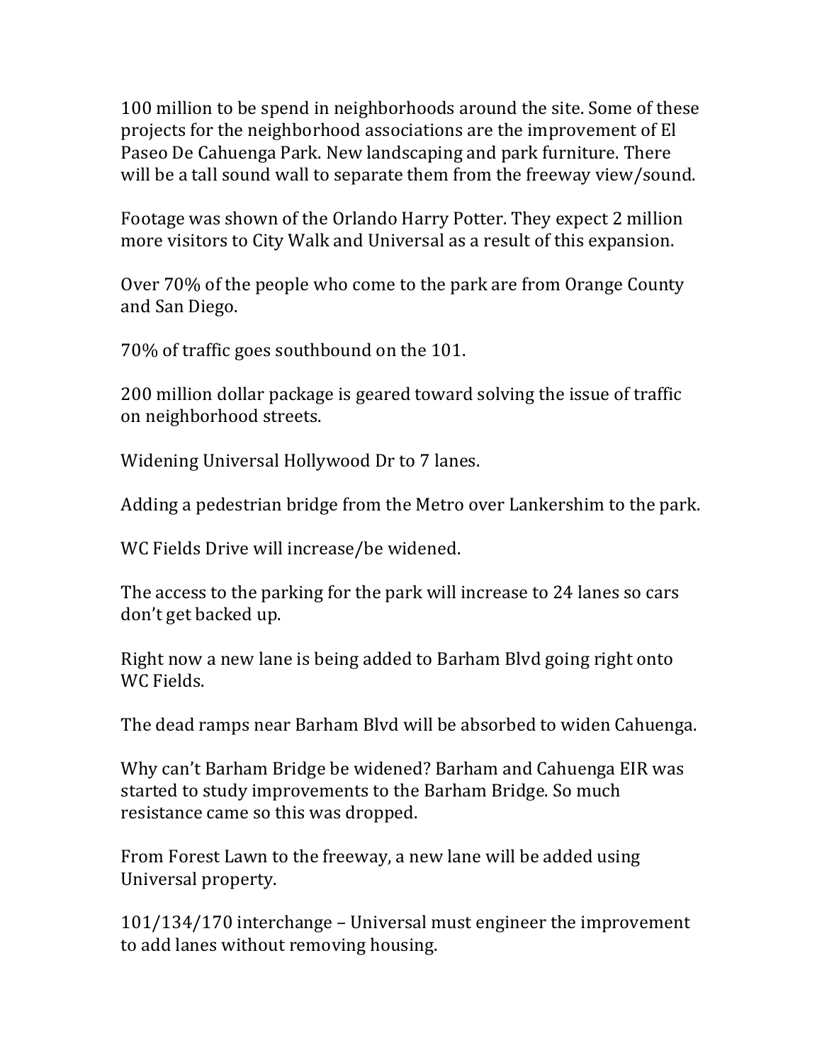100 million to be spend in neighborhoods around the site. Some of these projects for the neighborhood associations are the improvement of El Paseo De Cahuenga Park. New landscaping and park furniture. There will be a tall sound wall to separate them from the freeway view/sound.

Footage was shown of the Orlando Harry Potter. They expect 2 million more visitors to City Walk and Universal as a result of this expansion.

Over 70% of the people who come to the park are from Orange County and San Diego.

70% of traffic goes southbound on the 101.

200 million dollar package is geared toward solving the issue of traffic on neighborhood streets.

Widening Universal Hollywood Dr to 7 lanes.

Adding a pedestrian bridge from the Metro over Lankershim to the park.

WC Fields Drive will increase/be widened.

The access to the parking for the park will increase to 24 lanes so cars don't get backed up.

Right now a new lane is being added to Barham Blvd going right onto WC Fields.

The dead ramps near Barham Blvd will be absorbed to widen Cahuenga.

Why can't Barham Bridge be widened? Barham and Cahuenga EIR was started to study improvements to the Barham Bridge. So much resistance came so this was dropped.

From Forest Lawn to the freeway, a new lane will be added using Universal property.

101/134/170 interchange – Universal must engineer the improvement to add lanes without removing housing.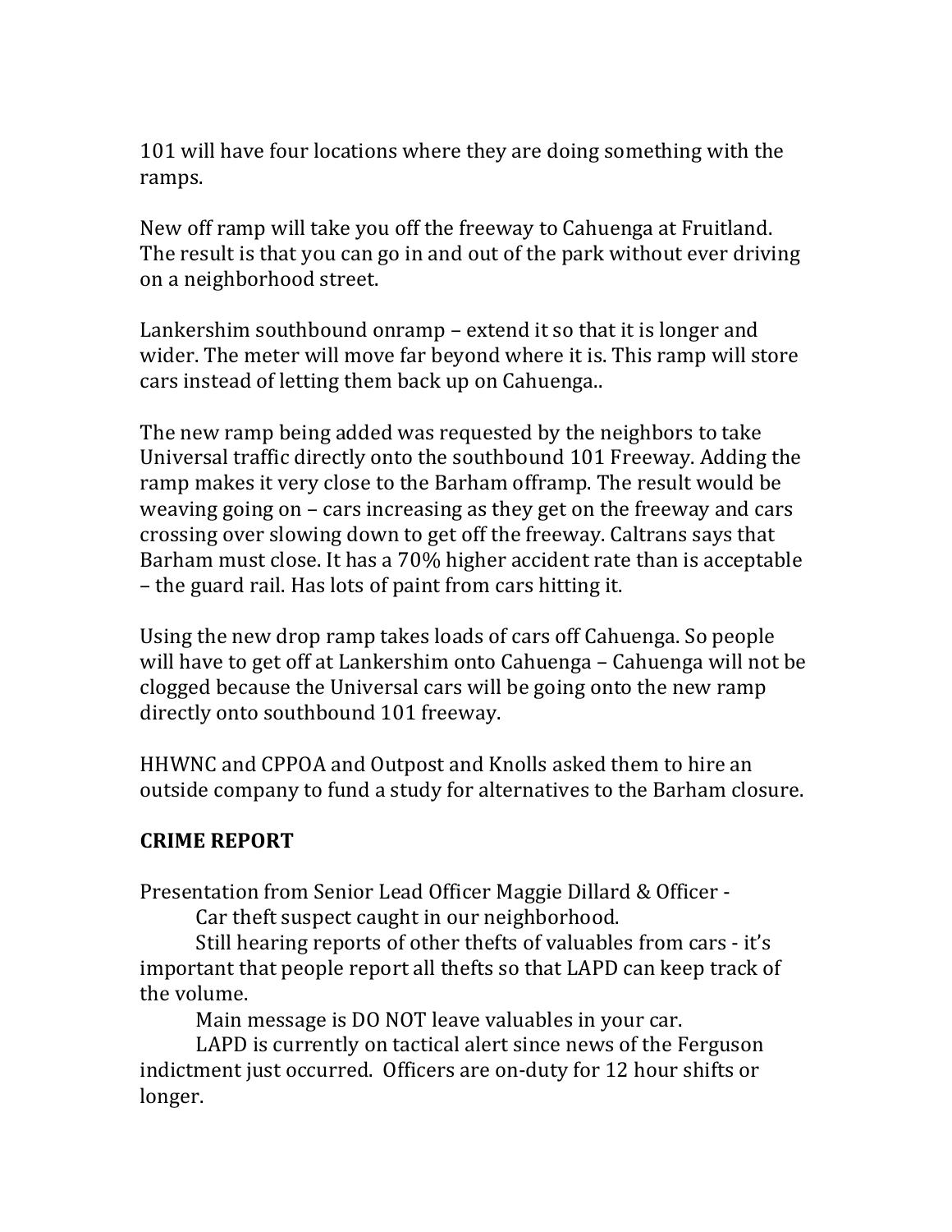101 will have four locations where they are doing something with the ramps.

New off ramp will take you off the freeway to Cahuenga at Fruitland. The result is that you can go in and out of the park without ever driving on a neighborhood street.

Lankershim southbound onramp – extend it so that it is longer and wider. The meter will move far beyond where it is. This ramp will store cars instead of letting them back up on Cahuenga..

The new ramp being added was requested by the neighbors to take Universal traffic directly onto the southbound 101 Freeway. Adding the ramp makes it very close to the Barham offramp. The result would be weaving going on – cars increasing as they get on the freeway and cars crossing over slowing down to get off the freeway. Caltrans says that Barham must close. It has a 70% higher accident rate than is acceptable – the guard rail. Has lots of paint from cars hitting it.

Using the new drop ramp takes loads of cars off Cahuenga. So people will have to get off at Lankershim onto Cahuenga – Cahuenga will not be clogged because the Universal cars will be going onto the new ramp directly onto southbound 101 freeway.

HHWNC and CPPOA and Outpost and Knolls asked them to hire an outside company to fund a study for alternatives to the Barham closure.

**CRIME REPORT**

Presentation from Senior Lead Officer Maggie Dillard & Officer -

Car theft suspect caught in our neighborhood.

Still hearing reports of other thefts of valuables from cars - it's important that people report all thefts so that LAPD can keep track of the volume.

Main message is DO NOT leave valuables in your car.

LAPD is currently on tactical alert since news of the Ferguson indictment just occurred. Officers are on-duty for 12 hour shifts or longer.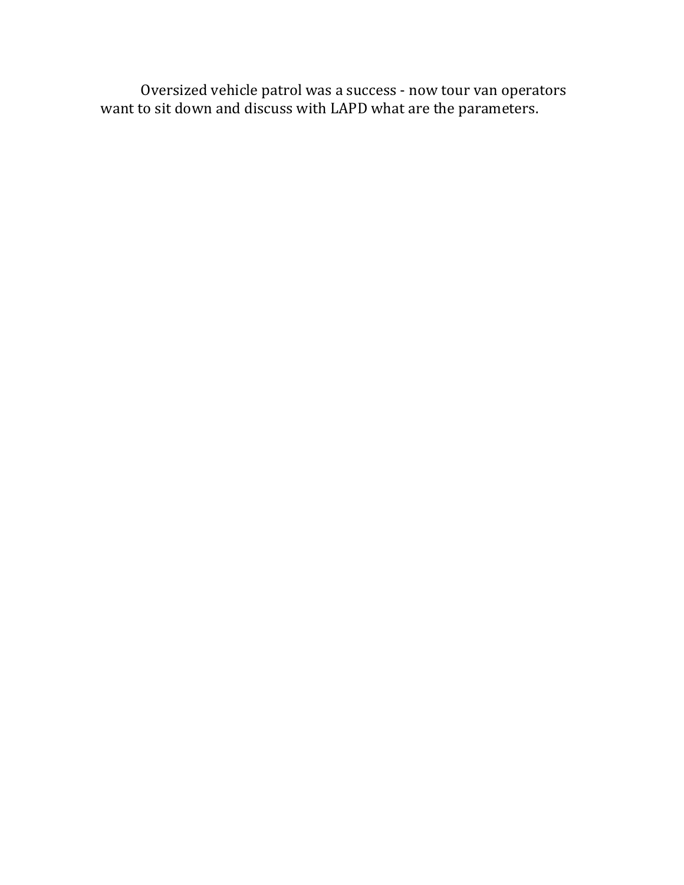Oversized vehicle patrol was a success - now tour van operators want to sit down and discuss with LAPD what are the parameters.